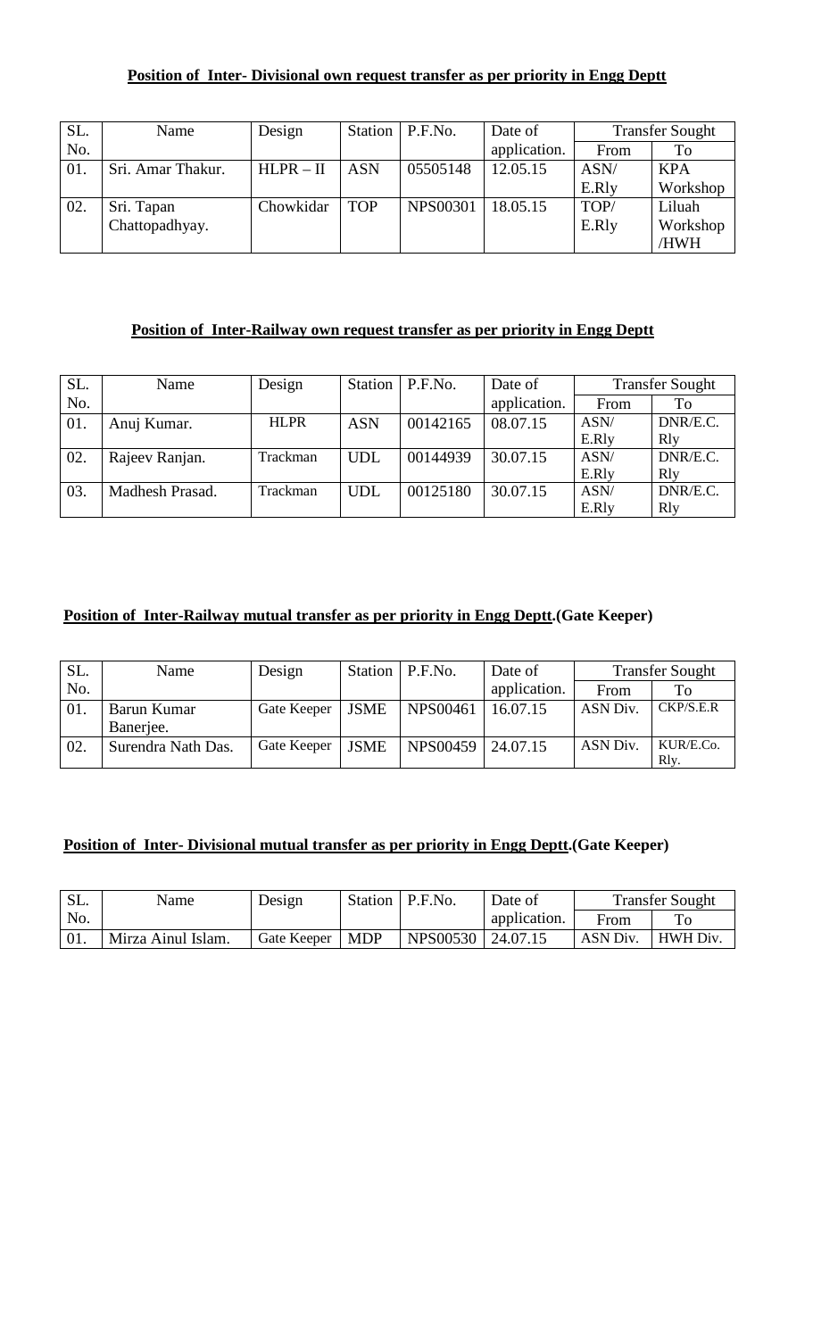**Position of Inter- Divisional own request transfer as per priority in Engg Deptt**

| SL. No. | Name | Design | Station | P.F.No. | Date of application. | Transfer Sought | |
|---|---|---|---|---|---|---|---|
| | | | | | | From | To |
| 01. | Sri. Amar Thakur. | HLPR – II | ASN | 05505148 | 12.05.15 | ASN/ E.Rly | KPA Workshop |
| 02. | Sri. Tapan Chattopadhyay. | Chowkidar | TOP | NPS00301 | 18.05.15 | TOP/ E.Rly | Liluah Workshop /HWH |

**Position of Inter-Railway own request transfer as per priority in Engg Deptt**

| SL. No. | Name | Design | Station | P.F.No. | Date of application. | Transfer Sought | |
|---|---|---|---|---|---|---|---|
| | | | | | | From | To |
| 01. | Anuj Kumar. | HLPR | ASN | 00142165 | 08.07.15 | ASN/ E.Rly | DNR/E.C. Rly |
| 02. | Rajeev Ranjan. | Trackman | UDL | 00144939 | 30.07.15 | ASN/ E.Rly | DNR/E.C. Rly |
| 03. | Madhesh Prasad. | Trackman | UDL | 00125180 | 30.07.15 | ASN/ E.Rly | DNR/E.C. Rly |

**Position of Inter-Railway mutual transfer as per priority in Engg Deptt.(Gate Keeper)**

| SL. No. | Name | Design | Station | P.F.No. | Date of application. | Transfer Sought | |
|---|---|---|---|---|---|---|---|
| | | | | | | From | To |
| 01. | Barun Kumar Banerjee. | Gate Keeper | JSME | NPS00461 | 16.07.15 | ASN Div. | CKP/S.E.R |
| 02. | Surendra Nath Das. | Gate Keeper | JSME | NPS00459 | 24.07.15 | ASN Div. | KUR/E.Co. Rly. |

**Position of Inter- Divisional mutual transfer as per priority in Engg Deptt.(Gate Keeper)**

| SL. No. | Name | Design | Station | P.F.No. | Date of application. | Transfer Sought | |
|---|---|---|---|---|---|---|---|
| | | | | | | From | To |
| 01. | Mirza Ainul Islam. | Gate Keeper | MDP | NPS00530 | 24.07.15 | ASN Div. | HWH Div. |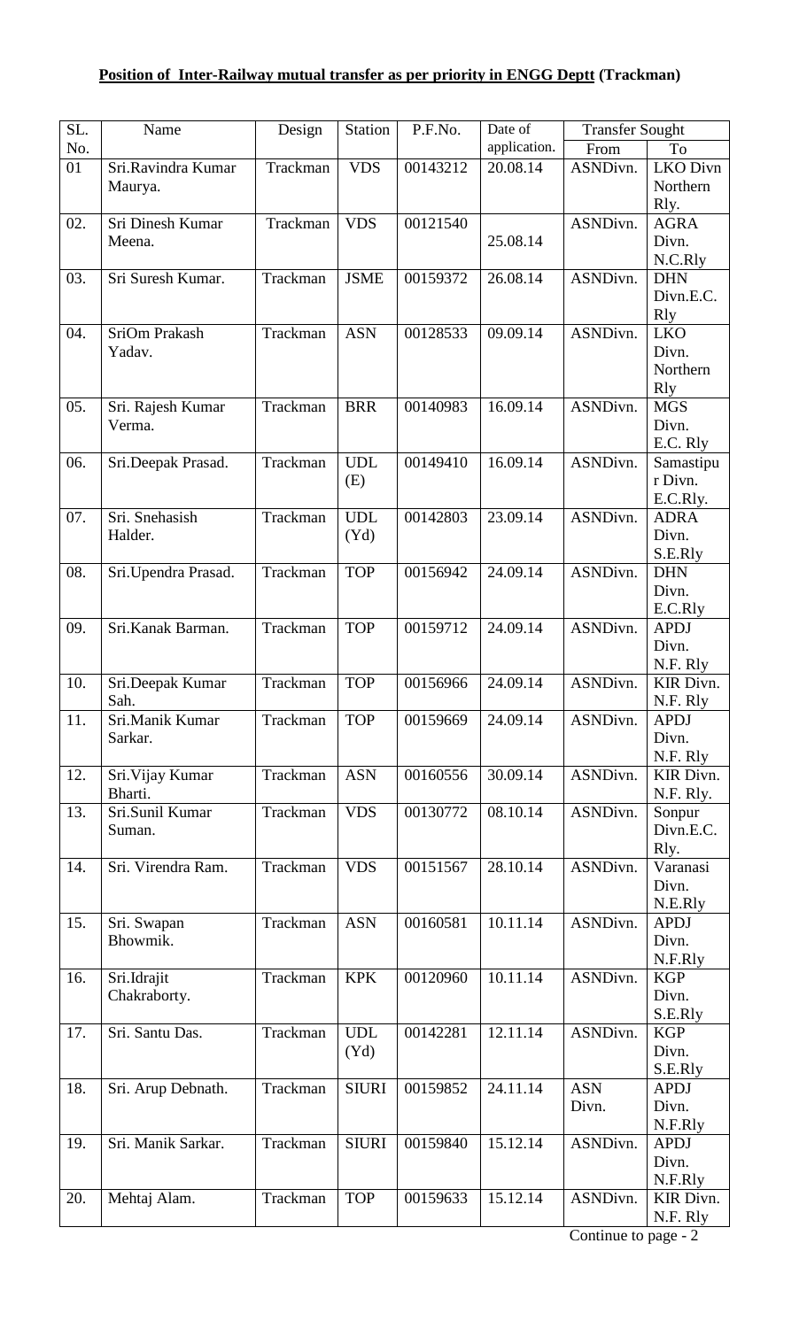**Position of Inter-Railway mutual transfer as per priority in ENGG Deptt (Trackman)**

| SL. No. | Name | Design | Station | P.F.No. | Date of application. | Transfer Sought | |
|---|---|---|---|---|---|---|---|
| | | | | | | From | To |
| 01 | Sri.Ravindra Kumar Maurya. | Trackman | VDS | 00143212 | 20.08.14 | ASNDivn. | LKO Divn Northern Rly. |
| 02. | Sri Dinesh Kumar Meena. | Trackman | VDS | 00121540 | 25.08.14 | ASNDivn. | AGRA Divn. N.C.Rly |
| 03. | Sri Suresh Kumar. | Trackman | JSME | 00159372 | 26.08.14 | ASNDivn. | DHN Divn.E.C. Rly |
| 04. | SriOm Prakash Yadav. | Trackman | ASN | 00128533 | 09.09.14 | ASNDivn. | LKO Divn. Northern Rly |
| 05. | Sri. Rajesh Kumar Verma. | Trackman | BRR | 00140983 | 16.09.14 | ASNDivn. | MGS Divn. E.C. Rly |
| 06. | Sri.Deepak Prasad. | Trackman | UDL (E) | 00149410 | 16.09.14 | ASNDivn. | Samastipur Divn. E.C.Rly. |
| 07. | Sri. Snehasish Halder. | Trackman | UDL (Yd) | 00142803 | 23.09.14 | ASNDivn. | ADRA Divn. S.E.Rly |
| 08. | Sri.Upendra Prasad. | Trackman | TOP | 00156942 | 24.09.14 | ASNDivn. | DHN Divn. E.C.Rly |
| 09. | Sri.Kanak Barman. | Trackman | TOP | 00159712 | 24.09.14 | ASNDivn. | APDJ Divn. N.F. Rly |
| 10. | Sri.Deepak Kumar Sah. | Trackman | TOP | 00156966 | 24.09.14 | ASNDivn. | KIR Divn. N.F. Rly |
| 11. | Sri.Manik Kumar Sarkar. | Trackman | TOP | 00159669 | 24.09.14 | ASNDivn. | APDJ Divn. N.F. Rly |
| 12. | Sri.Vijay Kumar Bharti. | Trackman | ASN | 00160556 | 30.09.14 | ASNDivn. | KIR Divn. N.F. Rly. |
| 13. | Sri.Sunil Kumar Suman. | Trackman | VDS | 00130772 | 08.10.14 | ASNDivn. | Sonpur Divn.E.C. Rly. |
| 14. | Sri. Virendra Ram. | Trackman | VDS | 00151567 | 28.10.14 | ASNDivn. | Varanasi Divn. N.E.Rly |
| 15. | Sri. Swapan Bhowmik. | Trackman | ASN | 00160581 | 10.11.14 | ASNDivn. | APDJ Divn. N.F.Rly |
| 16. | Sri.Idrajit Chakraborty. | Trackman | KPK | 00120960 | 10.11.14 | ASNDivn. | KGP Divn. S.E.Rly |
| 17. | Sri. Santu Das. | Trackman | UDL (Yd) | 00142281 | 12.11.14 | ASNDivn. | KGP Divn. S.E.Rly |
| 18. | Sri. Arup Debnath. | Trackman | SIURI | 00159852 | 24.11.14 | ASN Divn. | APDJ Divn. N.F.Rly |
| 19. | Sri. Manik Sarkar. | Trackman | SIURI | 00159840 | 15.12.14 | ASNDivn. | APDJ Divn. N.F.Rly |
| 20. | Mehtaj Alam. | Trackman | TOP | 00159633 | 15.12.14 | ASNDivn. | KIR Divn. N.F. Rly |

Continue to page - 2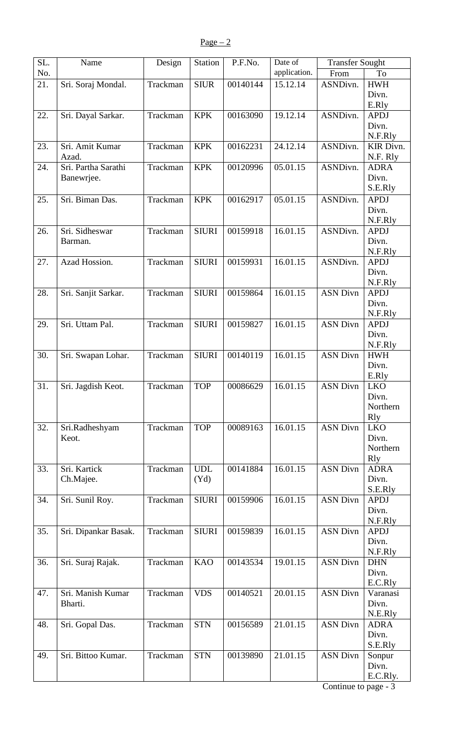Page – 2

| SL. No. | Name | Design | Station | P.F.No. | Date of application. | Transfer Sought | |
|---|---|---|---|---|---|---|---|
| | | | | | | From | To |
| 21. | Sri. Soraj Mondal. | Trackman | SIUR | 00140144 | 15.12.14 | ASNDivn. | HWH Divn. E.Rly |
| 22. | Sri. Dayal Sarkar. | Trackman | KPK | 00163090 | 19.12.14 | ASNDivn. | APDJ Divn. N.F.Rly |
| 23. | Sri. Amit Kumar Azad. | Trackman | KPK | 00162231 | 24.12.14 | ASNDivn. | KIR Divn. N.F. Rly |
| 24. | Sri. Partha Sarathi Banewrjee. | Trackman | KPK | 00120996 | 05.01.15 | ASNDivn. | ADRA Divn. S.E.Rly |
| 25. | Sri. Biman Das. | Trackman | KPK | 00162917 | 05.01.15 | ASNDivn. | APDJ Divn. N.F.Rly |
| 26. | Sri. Sidheswar Barman. | Trackman | SIURI | 00159918 | 16.01.15 | ASNDivn. | APDJ Divn. N.F.Rly |
| 27. | Azad Hossion. | Trackman | SIURI | 00159931 | 16.01.15 | ASNDivn. | APDJ Divn. N.F.Rly |
| 28. | Sri. Sanjit Sarkar. | Trackman | SIURI | 00159864 | 16.01.15 | ASN Divn | APDJ Divn. N.F.Rly |
| 29. | Sri. Uttam Pal. | Trackman | SIURI | 00159827 | 16.01.15 | ASN Divn | APDJ Divn. N.F.Rly |
| 30. | Sri. Swapan Lohar. | Trackman | SIURI | 00140119 | 16.01.15 | ASN Divn | HWH Divn. E.Rly |
| 31. | Sri. Jagdish Keot. | Trackman | TOP | 00086629 | 16.01.15 | ASN Divn | LKO Divn. Northern Rly |
| 32. | Sri.Radheshyam Keot. | Trackman | TOP | 00089163 | 16.01.15 | ASN Divn | LKO Divn. Northern Rly |
| 33. | Sri. Kartick Ch.Majee. | Trackman | UDL (Yd) | 00141884 | 16.01.15 | ASN Divn | ADRA Divn. S.E.Rly |
| 34. | Sri. Sunil Roy. | Trackman | SIURI | 00159906 | 16.01.15 | ASN Divn | APDJ Divn. N.F.Rly |
| 35. | Sri. Dipankar Basak. | Trackman | SIURI | 00159839 | 16.01.15 | ASN Divn | APDJ Divn. N.F.Rly |
| 36. | Sri. Suraj Rajak. | Trackman | KAO | 00143534 | 19.01.15 | ASN Divn | DHN Divn. E.C.Rly |
| 47. | Sri. Manish Kumar Bharti. | Trackman | VDS | 00140521 | 20.01.15 | ASN Divn | Varanasi Divn. N.E.Rly |
| 48. | Sri. Gopal Das. | Trackman | STN | 00156589 | 21.01.15 | ASN Divn | ADRA Divn. S.E.Rly |
| 49. | Sri. Bittoo Kumar. | Trackman | STN | 00139890 | 21.01.15 | ASN Divn | Sonpur Divn. E.C.Rly. |

Continue to page - 3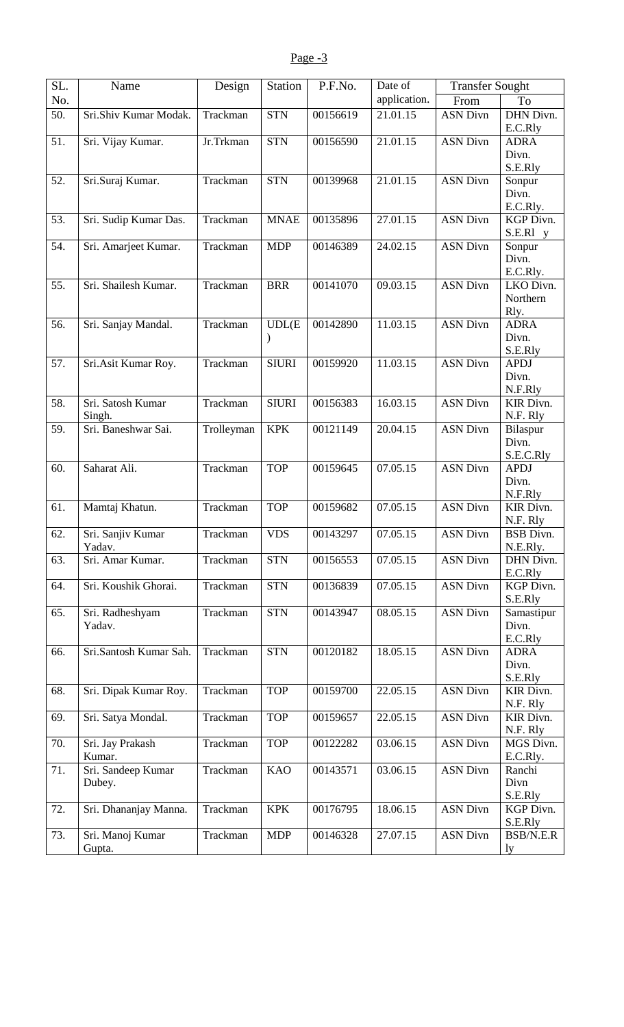Page -3

| SL. No. | Name | Design | Station | P.F.No. | Date of application. | Transfer Sought | |
|---|---|---|---|---|---|---|---|
| | | | | | | From | To |
| 50. | Sri.Shiv Kumar Modak. | Trackman | STN | 00156619 | 21.01.15 | ASN Divn | DHN Divn. E.C.Rly |
| 51. | Sri. Vijay Kumar. | Jr.Trkman | STN | 00156590 | 21.01.15 | ASN Divn | ADRA Divn. S.E.Rly |
| 52. | Sri.Suraj Kumar. | Trackman | STN | 00139968 | 21.01.15 | ASN Divn | Sonpur Divn. E.C.Rly. |
| 53. | Sri. Sudip Kumar Das. | Trackman | MNAE | 00135896 | 27.01.15 | ASN Divn | KGP Divn. S.E.Rl y |
| 54. | Sri. Amarjeet Kumar. | Trackman | MDP | 00146389 | 24.02.15 | ASN Divn | Sonpur Divn. E.C.Rly. |
| 55. | Sri. Shailesh Kumar. | Trackman | BRR | 00141070 | 09.03.15 | ASN Divn | LKO Divn. Northern Rly. |
| 56. | Sri. Sanjay Mandal. | Trackman | UDL(E) | 00142890 | 11.03.15 | ASN Divn | ADRA Divn. S.E.Rly |
| 57. | Sri.Asit Kumar Roy. | Trackman | SIURI | 00159920 | 11.03.15 | ASN Divn | APDJ Divn. N.F.Rly |
| 58. | Sri. Satosh Kumar Singh. | Trackman | SIURI | 00156383 | 16.03.15 | ASN Divn | KIR Divn. N.F. Rly |
| 59. | Sri. Baneshwar Sai. | Trolleyman | KPK | 00121149 | 20.04.15 | ASN Divn | Bilaspur Divn. S.E.C.Rly |
| 60. | Saharat Ali. | Trackman | TOP | 00159645 | 07.05.15 | ASN Divn | APDJ Divn. N.F.Rly |
| 61. | Mamtaj Khatun. | Trackman | TOP | 00159682 | 07.05.15 | ASN Divn | KIR Divn. N.F. Rly |
| 62. | Sri. Sanjiv Kumar Yadav. | Trackman | VDS | 00143297 | 07.05.15 | ASN Divn | BSB Divn. N.E.Rly. |
| 63. | Sri. Amar Kumar. | Trackman | STN | 00156553 | 07.05.15 | ASN Divn | DHN Divn. E.C.Rly |
| 64. | Sri. Koushik Ghorai. | Trackman | STN | 00136839 | 07.05.15 | ASN Divn | KGP Divn. S.E.Rly |
| 65. | Sri. Radheshyam Yadav. | Trackman | STN | 00143947 | 08.05.15 | ASN Divn | Samastipur Divn. E.C.Rly |
| 66. | Sri.Santosh Kumar Sah. | Trackman | STN | 00120182 | 18.05.15 | ASN Divn | ADRA Divn. S.E.Rly |
| 68. | Sri. Dipak Kumar Roy. | Trackman | TOP | 00159700 | 22.05.15 | ASN Divn | KIR Divn. N.F. Rly |
| 69. | Sri. Satya Mondal. | Trackman | TOP | 00159657 | 22.05.15 | ASN Divn | KIR Divn. N.F. Rly |
| 70. | Sri. Jay Prakash Kumar. | Trackman | TOP | 00122282 | 03.06.15 | ASN Divn | MGS Divn. E.C.Rly. |
| 71. | Sri. Sandeep Kumar Dubey. | Trackman | KAO | 00143571 | 03.06.15 | ASN Divn | Ranchi Divn S.E.Rly |
| 72. | Sri. Dhananjay Manna. | Trackman | KPK | 00176795 | 18.06.15 | ASN Divn | KGP Divn. S.E.Rly |
| 73. | Sri. Manoj Kumar Gupta. | Trackman | MDP | 00146328 | 27.07.15 | ASN Divn | BSB/N.E.Rly |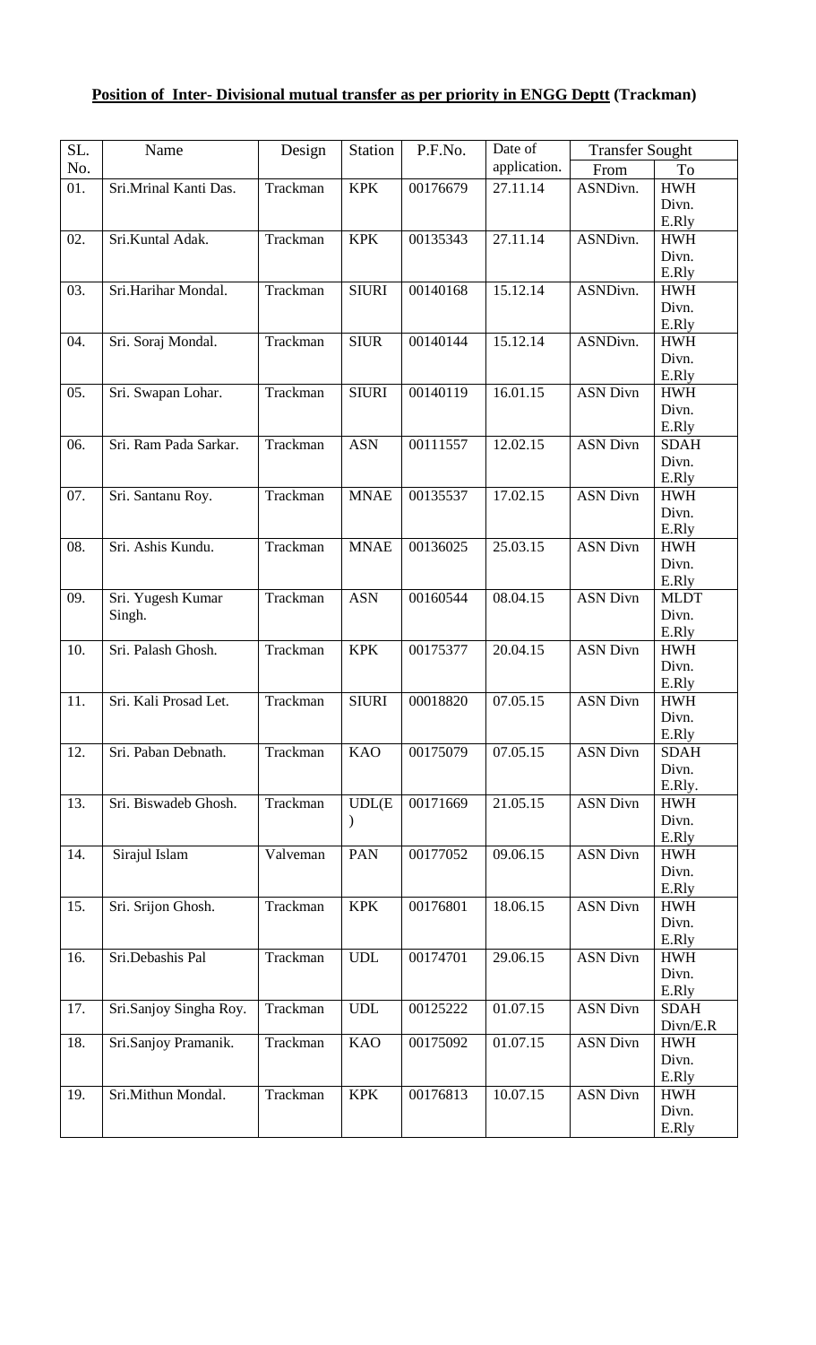**Position of Inter- Divisional mutual transfer as per priority in ENGG Deptt (Trackman)**

| SL. No. | Name | Design | Station | P.F.No. | Date of application. | Transfer Sought | |
|---|---|---|---|---|---|---|---|
| | | | | | | From | To |
| 01. | Sri.Mrinal Kanti Das. | Trackman | KPK | 00176679 | 27.11.14 | ASNDivn. | HWH Divn. E.Rly |
| 02. | Sri.Kuntal Adak. | Trackman | KPK | 00135343 | 27.11.14 | ASNDivn. | HWH Divn. E.Rly |
| 03. | Sri.Harihar Mondal. | Trackman | SIURI | 00140168 | 15.12.14 | ASNDivn. | HWH Divn. E.Rly |
| 04. | Sri. Soraj Mondal. | Trackman | SIUR | 00140144 | 15.12.14 | ASNDivn. | HWH Divn. E.Rly |
| 05. | Sri. Swapan Lohar. | Trackman | SIURI | 00140119 | 16.01.15 | ASN Divn | HWH Divn. E.Rly |
| 06. | Sri. Ram Pada Sarkar. | Trackman | ASN | 00111557 | 12.02.15 | ASN Divn | SDAH Divn. E.Rly |
| 07. | Sri. Santanu Roy. | Trackman | MNAE | 00135537 | 17.02.15 | ASN Divn | HWH Divn. E.Rly |
| 08. | Sri. Ashis Kundu. | Trackman | MNAE | 00136025 | 25.03.15 | ASN Divn | HWH Divn. E.Rly |
| 09. | Sri. Yugesh Kumar Singh. | Trackman | ASN | 00160544 | 08.04.15 | ASN Divn | MLDT Divn. E.Rly |
| 10. | Sri. Palash Ghosh. | Trackman | KPK | 00175377 | 20.04.15 | ASN Divn | HWH Divn. E.Rly |
| 11. | Sri. Kali Prosad Let. | Trackman | SIURI | 00018820 | 07.05.15 | ASN Divn | HWH Divn. E.Rly |
| 12. | Sri. Paban Debnath. | Trackman | KAO | 00175079 | 07.05.15 | ASN Divn | SDAH Divn. E.Rly. |
| 13. | Sri. Biswadeb Ghosh. | Trackman | UDL(E) | 00171669 | 21.05.15 | ASN Divn | HWH Divn. E.Rly |
| 14. | Sirajul Islam | Valveman | PAN | 00177052 | 09.06.15 | ASN Divn | HWH Divn. E.Rly |
| 15. | Sri. Srijon Ghosh. | Trackman | KPK | 00176801 | 18.06.15 | ASN Divn | HWH Divn. E.Rly |
| 16. | Sri.Debashis Pal | Trackman | UDL | 00174701 | 29.06.15 | ASN Divn | HWH Divn. E.Rly |
| 17. | Sri.Sanjoy Singha Roy. | Trackman | UDL | 00125222 | 01.07.15 | ASN Divn | SDAH Divn/E.R |
| 18. | Sri.Sanjoy Pramanik. | Trackman | KAO | 00175092 | 01.07.15 | ASN Divn | HWH Divn. E.Rly |
| 19. | Sri.Mithun Mondal. | Trackman | KPK | 00176813 | 10.07.15 | ASN Divn | HWH Divn. E.Rly |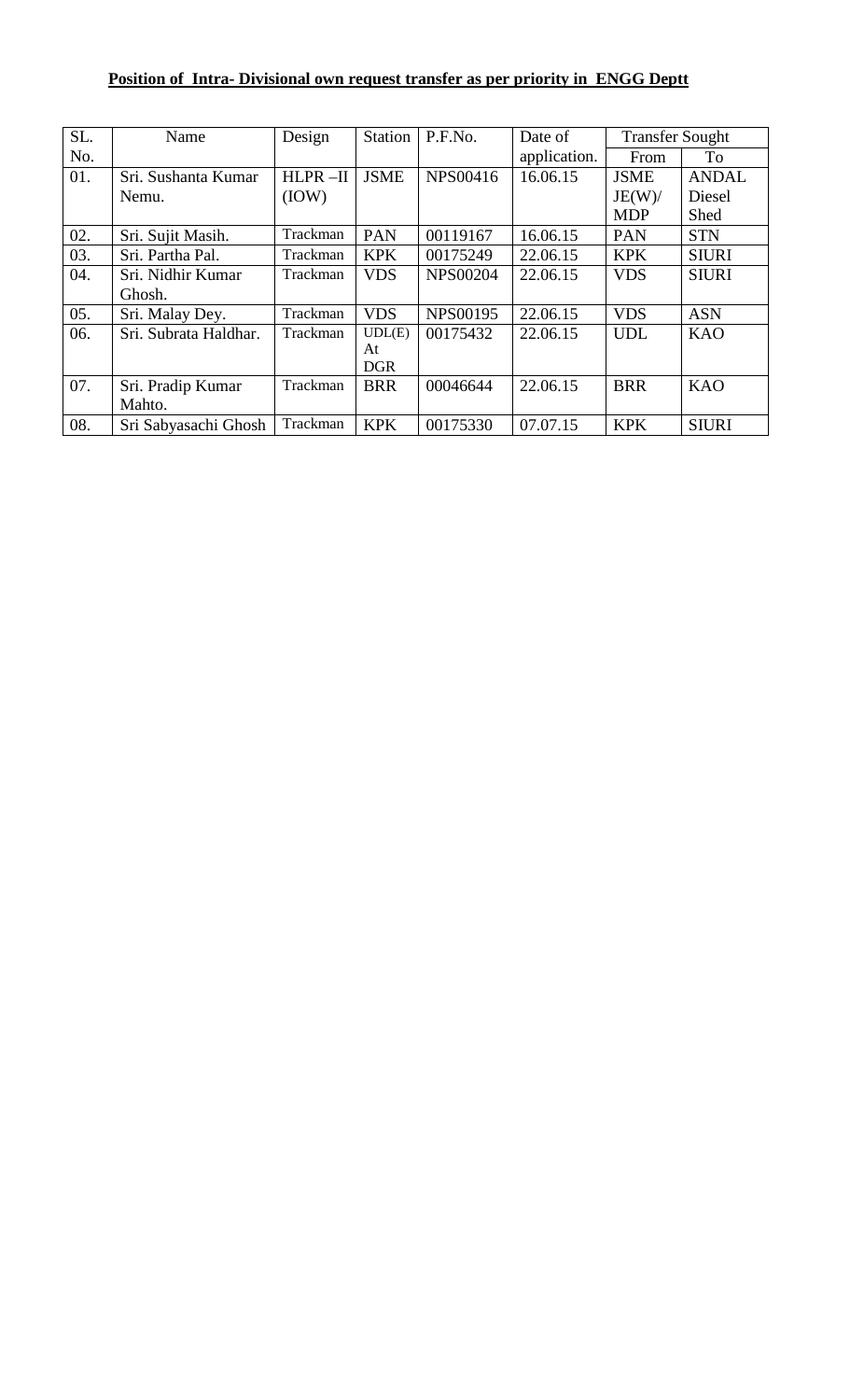**Position of Intra- Divisional own request transfer as per priority in ENGG Deptt**

| SL. No. | Name | Design | Station | P.F.No. | Date of application. | Transfer Sought | |
|---|---|---|---|---|---|---|---|
| | | | | | | From | To |
| 01. | Sri. Sushanta Kumar Nemu. | HLPR –II (IOW) | JSME | NPS00416 | 16.06.15 | JSME JE(W)/ MDP | ANDAL Diesel Shed |
| 02. | Sri. Sujit Masih. | Trackman | PAN | 00119167 | 16.06.15 | PAN | STN |
| 03. | Sri. Partha Pal. | Trackman | KPK | 00175249 | 22.06.15 | KPK | SIURI |
| 04. | Sri. Nidhir Kumar Ghosh. | Trackman | VDS | NPS00204 | 22.06.15 | VDS | SIURI |
| 05. | Sri. Malay Dey. | Trackman | VDS | NPS00195 | 22.06.15 | VDS | ASN |
| 06. | Sri. Subrata Haldhar. | Trackman | UDL(E) At DGR | 00175432 | 22.06.15 | UDL | KAO |
| 07. | Sri. Pradip Kumar Mahto. | Trackman | BRR | 00046644 | 22.06.15 | BRR | KAO |
| 08. | Sri Sabyasachi Ghosh | Trackman | KPK | 00175330 | 07.07.15 | KPK | SIURI |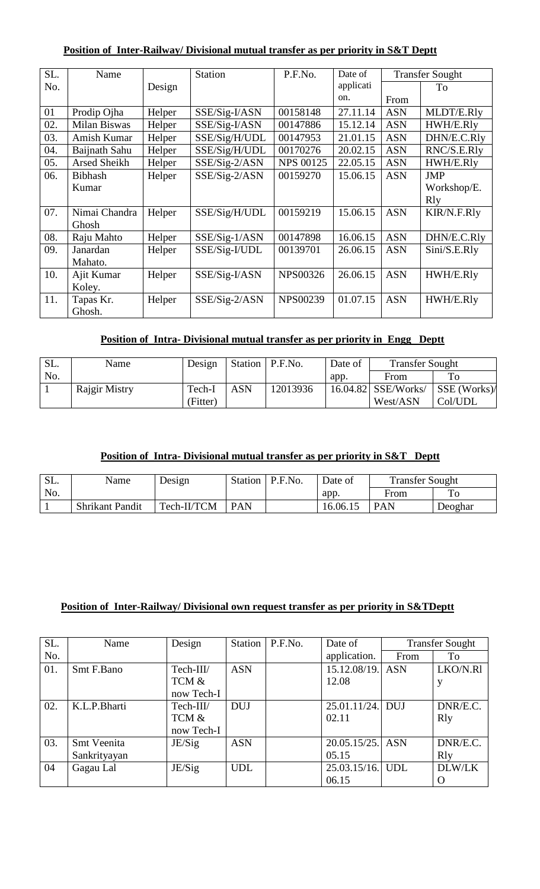**Position of Inter-Railway/ Divisional mutual transfer as per priority in S&T Deptt**

| SL. No. | Name | Design | Station | P.F.No. | Date of application. | Transfer Sought | |
|---|---|---|---|---|---|---|---|
| | | | | | | From | To |
| 01 | Prodip Ojha | Helper | SSE/Sig-I/ASN | 00158148 | 27.11.14 | ASN | MLDT/E.Rly |
| 02. | Milan Biswas | Helper | SSE/Sig-I/ASN | 00147886 | 15.12.14 | ASN | HWH/E.Rly |
| 03. | Amish Kumar | Helper | SSE/Sig/H/UDL | 00147953 | 21.01.15 | ASN | DHN/E.C.Rly |
| 04. | Baijnath Sahu | Helper | SSE/Sig/H/UDL | 00170276 | 20.02.15 | ASN | RNC/S.E.Rly |
| 05. | Arsed Sheikh | Helper | SSE/Sig-2/ASN | NPS 00125 | 22.05.15 | ASN | HWH/E.Rly |
| 06. | Bibhash Kumar | Helper | SSE/Sig-2/ASN | 00159270 | 15.06.15 | ASN | JMP Workshop/E. Rly |
| 07. | Nimai Chandra Ghosh | Helper | SSE/Sig/H/UDL | 00159219 | 15.06.15 | ASN | KIR/N.F.Rly |
| 08. | Raju Mahto | Helper | SSE/Sig-1/ASN | 00147898 | 16.06.15 | ASN | DHN/E.C.Rly |
| 09. | Janardan Mahato. | Helper | SSE/Sig-I/UDL | 00139701 | 26.06.15 | ASN | Sini/S.E.Rly |
| 10. | Ajit Kumar Koley. | Helper | SSE/Sig-I/ASN | NPS00326 | 26.06.15 | ASN | HWH/E.Rly |
| 11. | Tapas Kr. Ghosh. | Helper | SSE/Sig-2/ASN | NPS00239 | 01.07.15 | ASN | HWH/E.Rly |

**Position of Intra- Divisional mutual transfer as per priority in Engg Deptt**

| SL. No. | Name | Design | Station | P.F.No. | Date of app. | Transfer Sought | |
|---|---|---|---|---|---|---|---|
| | | | | | | From | To |
| 1 | Rajgir Mistry | Tech-I (Fitter) | ASN | 12013936 | 16.04.82 | SSE/Works/ West/ASN | SSE (Works)/ Col/UDL |

**Position of Intra- Divisional mutual transfer as per priority in S&T Deptt**

| SL. No. | Name | Design | Station | P.F.No. | Date of app. | Transfer Sought | |
|---|---|---|---|---|---|---|---|
| | | | | | | From | To |
| 1 | Shrikant Pandit | Tech-II/TCM | PAN | | 16.06.15 | PAN | Deoghar |

**Position of Inter-Railway/ Divisional own request transfer as per priority in S&TDeptt**

| SL. No. | Name | Design | Station | P.F.No. | Date of application. | Transfer Sought | |
|---|---|---|---|---|---|---|---|
| | | | | | | From | To |
| 01. | Smt F.Bano | Tech-III/ TCM & now Tech-I | ASN | | 15.12.08/19. 12.08 | ASN | LKO/N.Rly |
| 02. | K.L.P.Bharti | Tech-III/ TCM & now Tech-I | DUJ | | 25.01.11/24. 02.11 | DUJ | DNR/E.C. Rly |
| 03. | Smt Veenita Sankrityayan | JE/Sig | ASN | | 20.05.15/25. 05.15 | ASN | DNR/E.C. Rly |
| 04 | Gagau Lal | JE/Sig | UDL | | 25.03.15/16. 06.15 | UDL | DLW/LKO |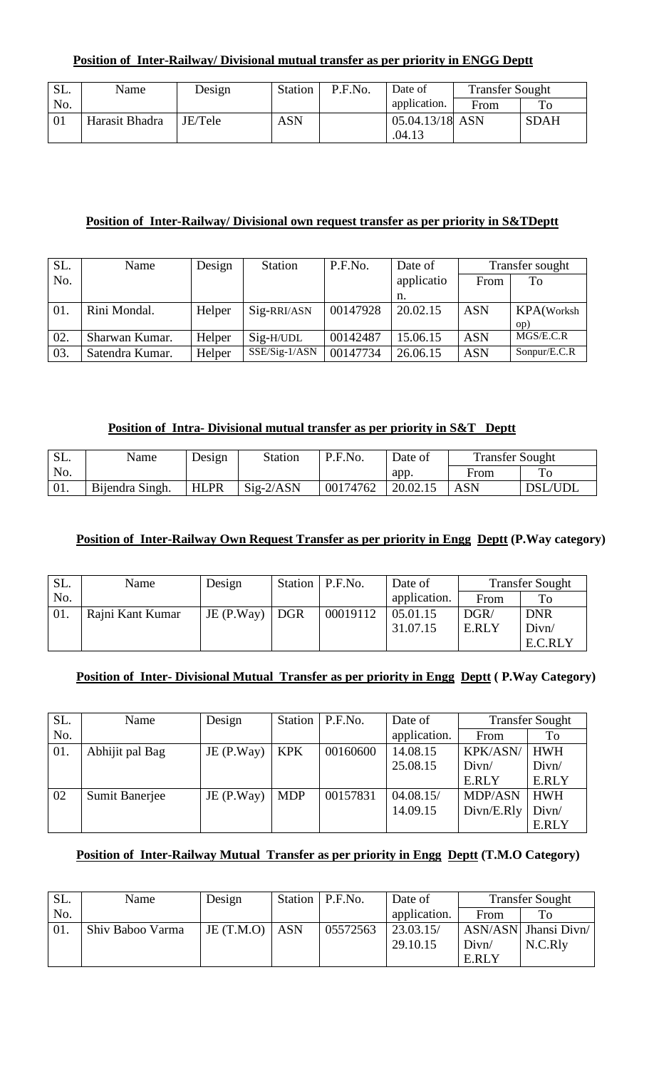**Position of Inter-Railway/ Divisional mutual transfer as per priority in ENGG Deptt**

| SL. No. | Name | Design | Station | P.F.No. | Date of application. | Transfer Sought | |
|---|---|---|---|---|---|---|---|
| | | | | | | From | To |
| 01 | Harasit Bhadra | JE/Tele | ASN | | 05.04.13/18.04.13 | ASN | SDAH |

**Position of Inter-Railway/ Divisional own request transfer as per priority in S&TDeptt**

| SL. No. | Name | Design | Station | P.F.No. | Date of application. | Transfer sought | |
|---|---|---|---|---|---|---|---|
| | | | | | | From | To |
| 01. | Rini Mondal. | Helper | Sig-RRI/ASN | 00147928 | 20.02.15 | ASN | KPA(Workshop) |
| 02. | Sharwan Kumar. | Helper | Sig-H/UDL | 00142487 | 15.06.15 | ASN | MGS/E.C.R |
| 03. | Satendra Kumar. | Helper | SSE/Sig-1/ASN | 00147734 | 26.06.15 | ASN | Sonpur/E.C.R |

**Position of Intra- Divisional mutual transfer as per priority in S&T Deptt**

| SL. No. | Name | Design | Station | P.F.No. | Date of app. | Transfer Sought | |
|---|---|---|---|---|---|---|---|
| | | | | | | From | To |
| 01. | Bijendra Singh. | HLPR | Sig-2/ASN | 00174762 | 20.02.15 | ASN | DSL/UDL |

**Position of Inter-Railway Own Request Transfer as per priority in Engg Deptt (P.Way category)**

| SL. No. | Name | Design | Station | P.F.No. | Date of application. | Transfer Sought | |
|---|---|---|---|---|---|---|---|
| | | | | | | From | To |
| 01. | Rajni Kant Kumar | JE (P.Way) | DGR | 00019112 | 05.01.15 31.07.15 | DGR/ E.RLY | DNR Divn/ E.C.RLY |

**Position of Inter- Divisional Mutual Transfer as per priority in Engg Deptt ( P.Way Category)**

| SL. No. | Name | Design | Station | P.F.No. | Date of application. | Transfer Sought | |
|---|---|---|---|---|---|---|---|
| | | | | | | From | To |
| 01. | Abhijit pal Bag | JE (P.Way) | KPK | 00160600 | 14.08.15 25.08.15 | KPK/ASN/ Divn/ E.RLY | HWH Divn/ E.RLY |
| 02 | Sumit Banerjee | JE (P.Way) | MDP | 00157831 | 04.08.15/ 14.09.15 | MDP/ASN Divn/E.Rly | HWH Divn/ E.RLY |

**Position of Inter-Railway Mutual Transfer as per priority in Engg Deptt (T.M.O Category)**

| SL. No. | Name | Design | Station | P.F.No. | Date of application. | Transfer Sought | |
|---|---|---|---|---|---|---|---|
| | | | | | | From | To |
| 01. | Shiv Baboo Varma | JE (T.M.O) | ASN | 05572563 | 23.03.15/ 29.10.15 | ASN/ASN Divn/ E.RLY | Jhansi Divn/ N.C.Rly |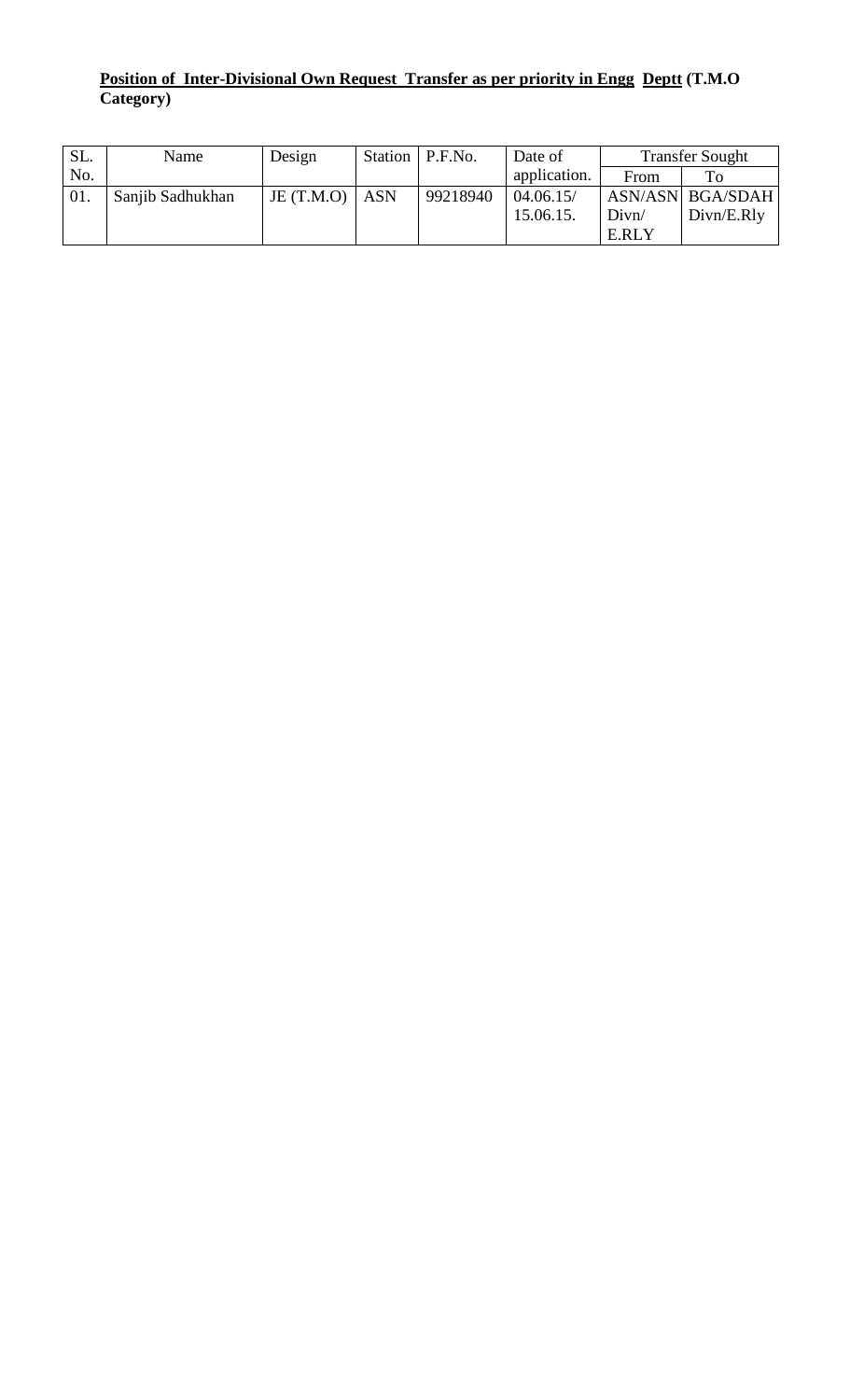**Position of Inter-Divisional Own Request Transfer as per priority in Engg Deptt (T.M.O Category)**

| SL. No. | Name | Design | Station | P.F.No. | Date of application. | Transfer Sought | |
|---|---|---|---|---|---|---|---|
| | | | | | | From | To |
| 01. | Sanjib Sadhukhan | JE (T.M.O) | ASN | 99218940 | 04.06.15/ 15.06.15. | ASN/ASN Divn/ E.RLY | BGA/SDAH Divn/E.Rly |